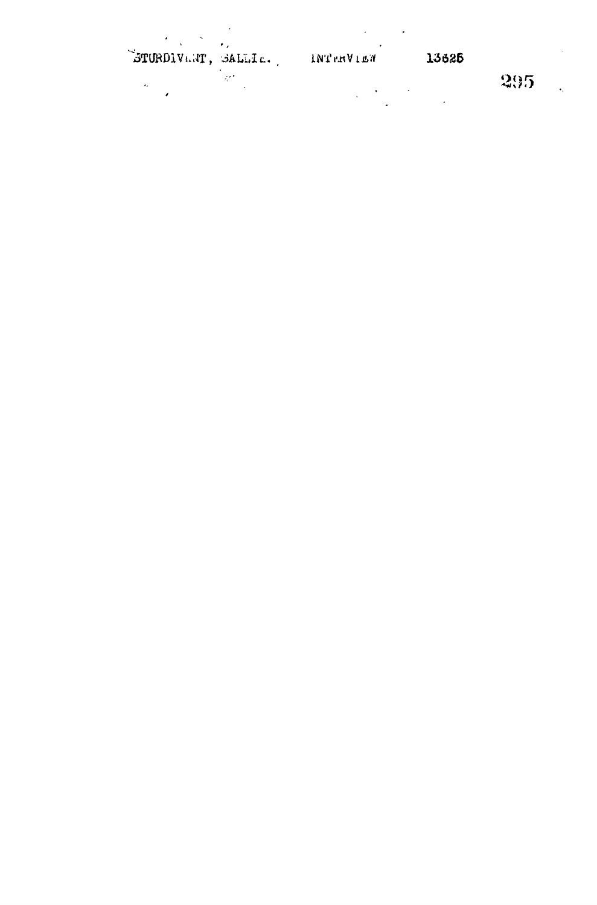STURDIVANT, SALLIE. INTERVIEW 13626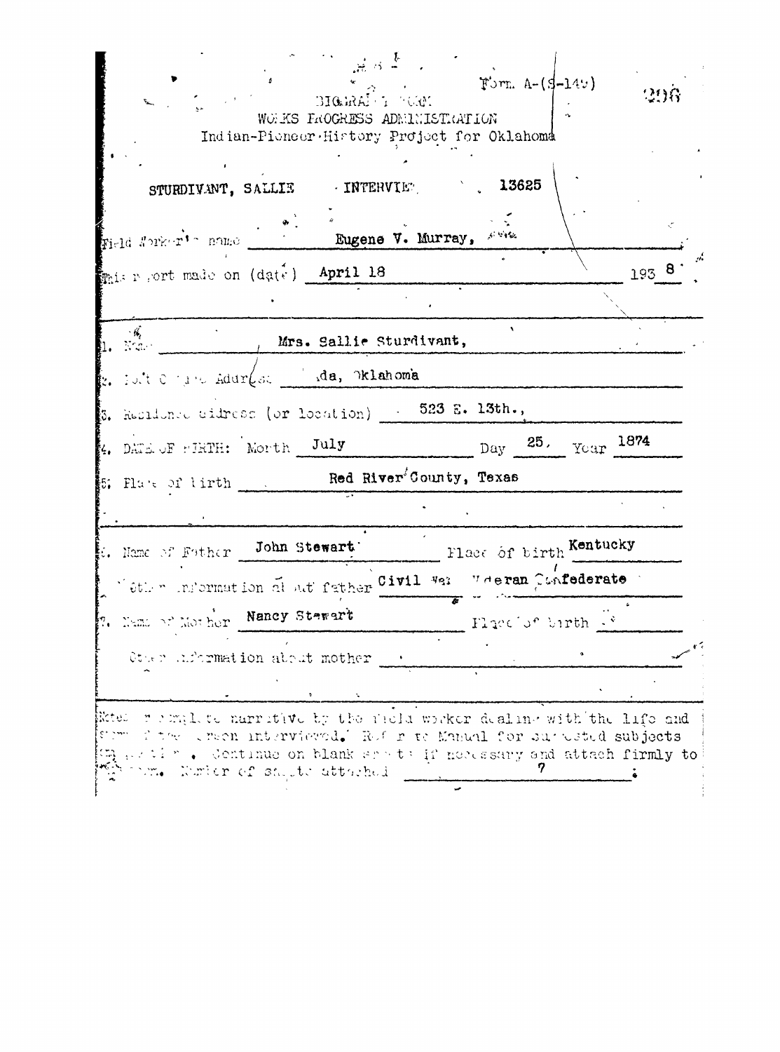Form A-(S-149)

BIOGRAPHY FORM
WORKS PROGRESS ADMINISTRATION
Indian-Pioneer History Project for Oklahoma

STURDIVANT, SALLIE    INTERVIEW.    13625

Field Worker's name    Eugene V. Murray,

This report made on (date)    April 18    1938

1. Name    Mrs. Sallie Sturdivant,

2. Post Office Address    Ada, Oklahoma

3. Residence address (or location)    523 E. 13th.,

4. DATE OF BIRTH: Month    July    Day    25,    Year    1874

5. Place of birth    Red River County, Texas

6. Name of Father    John Stewart    Place of birth    Kentucky

Other information about father    Civil War Veteran Confederate

7. Name of Mother    Nancy Stewart    Place of birth

Other information about mother

Notes or complete narrative by the field worker dealing with the life and story of the person interviewed. Refer to Manual for suggested subjects and questions. Continue on blank sheets if necessary and attach firmly to this form. Number of sheets attached    7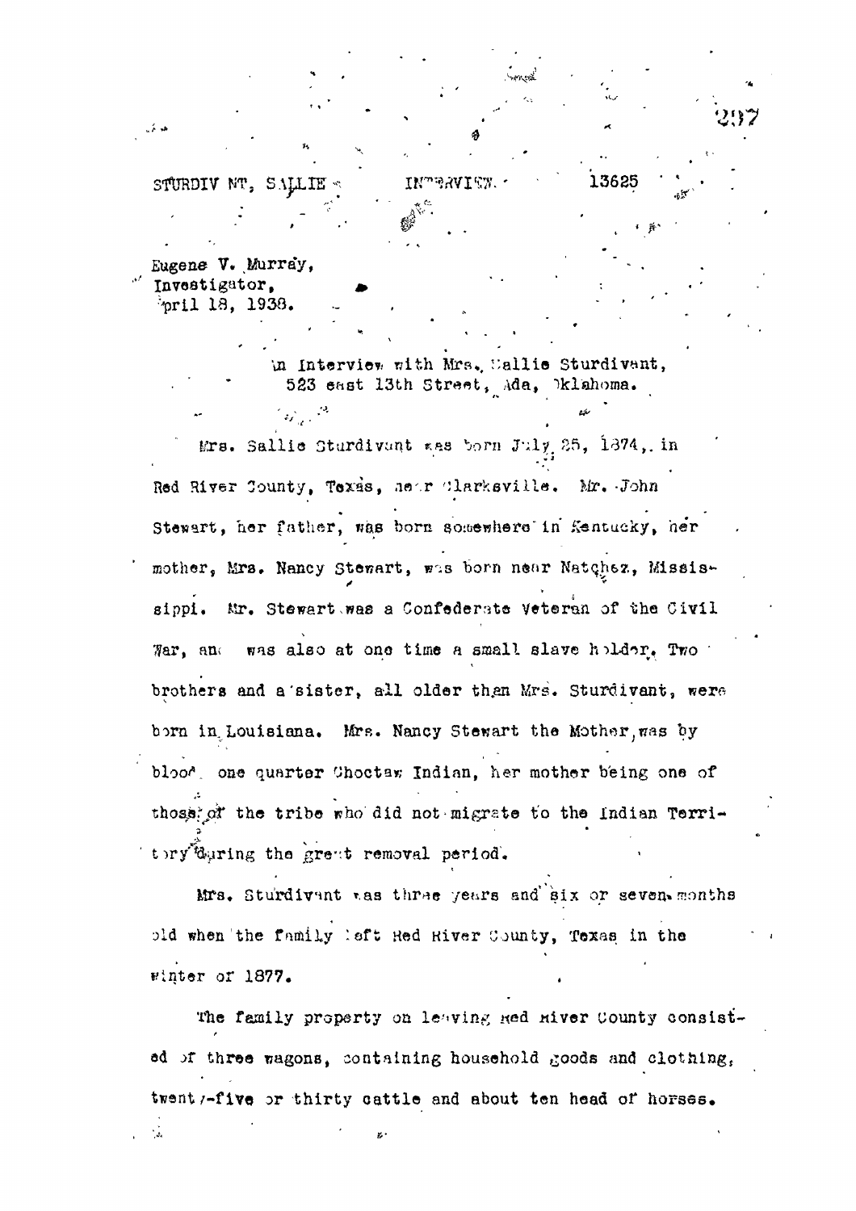STURDIVANT, SALLIE INTERVIEW. 13625

Eugene V. Murray,
Investigator,
April 18, 1938.

An Interview with Mrs. Sallie Sturdivant,
523 east 13th Street, Ada, Oklahoma.

Mrs. Sallie Sturdivant was born July 25, 1874, in Red River County, Texas, near Clarksville. Mr. John Stewart, her father, was born somewhere in Kentucky, her mother, Mrs. Nancy Stewart, was born near Natchez, Mississippi. Mr. Stewart was a Confederate Veteran of the Civil War, and was also at one time a small slave holder. Two brothers and a sister, all older than Mrs. Sturdivant, were born in Louisiana. Mrs. Nancy Stewart the Mother, was by blood one quarter Choctaw Indian, her mother being one of those of the tribe who did not migrate to the Indian Territory during the great removal period.

Mrs. Sturdivant was three years and six or seven months old when the family left Red River County, Texas in the winter of 1877.

The family property on leaving Red River County consisted of three wagons, containing household goods and clothing, twenty-five or thirty cattle and about ten head of horses.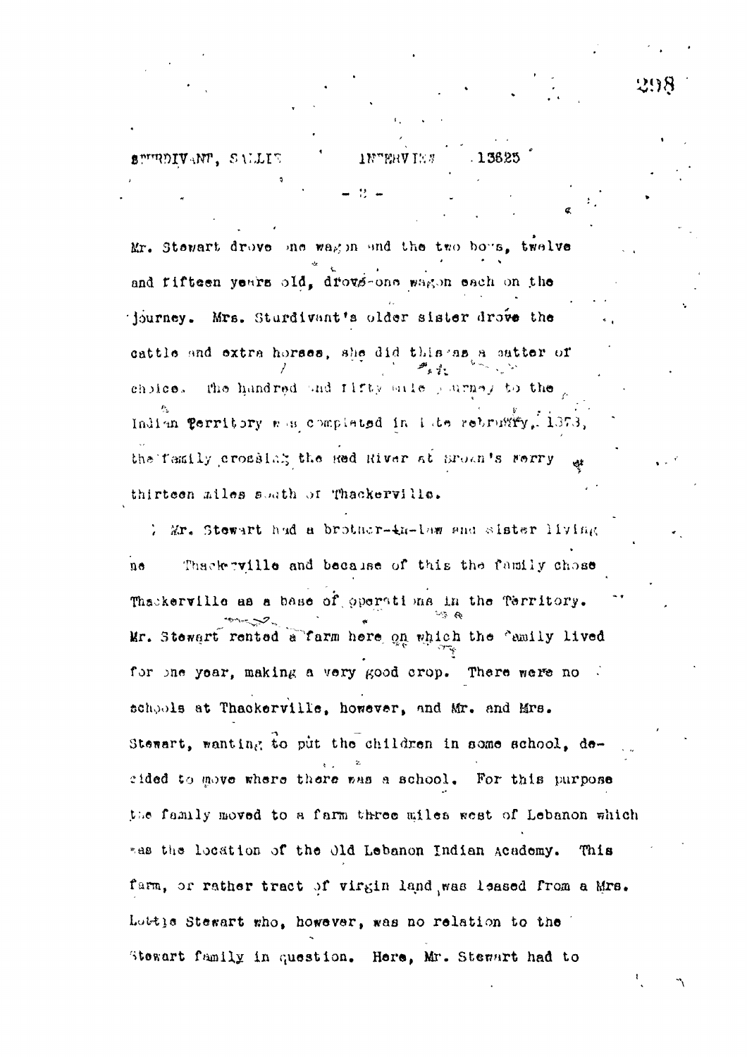Mr. Stewart drove one wagon and the two boys, twelve and fifteen years old, drove one wagon each on the journey. Mrs. Sturdivant's older sister drove the cattle and extra horses, she did this as a matter of choice. The hundred and fifty mile journey to the Indian Territory was completed in late February, 1878, the family crossing the Red River at Brown's Ferry thirteen miles south of Thackerville.

Mr. Stewart had a brother-in-law and sister living near Thackerville and because of this the family chose Thackerville as a base of operations in the Territory. Mr. Stewart rented a farm here on which the family lived for one year, making a very good crop. There were no schools at Thackerville, however, and Mr. and Mrs. Stewart, wanting to put the children in some school, decided to move where there was a school. For this purpose the family moved to a farm three miles west of Lebanon which was the location of the Old Lebanon Indian Academy. This farm, or rather tract of virgin land was leased from a Mrs. Lottie Stewart who, however, was no relation to the Stewart family in question. Here, Mr. Stewart had to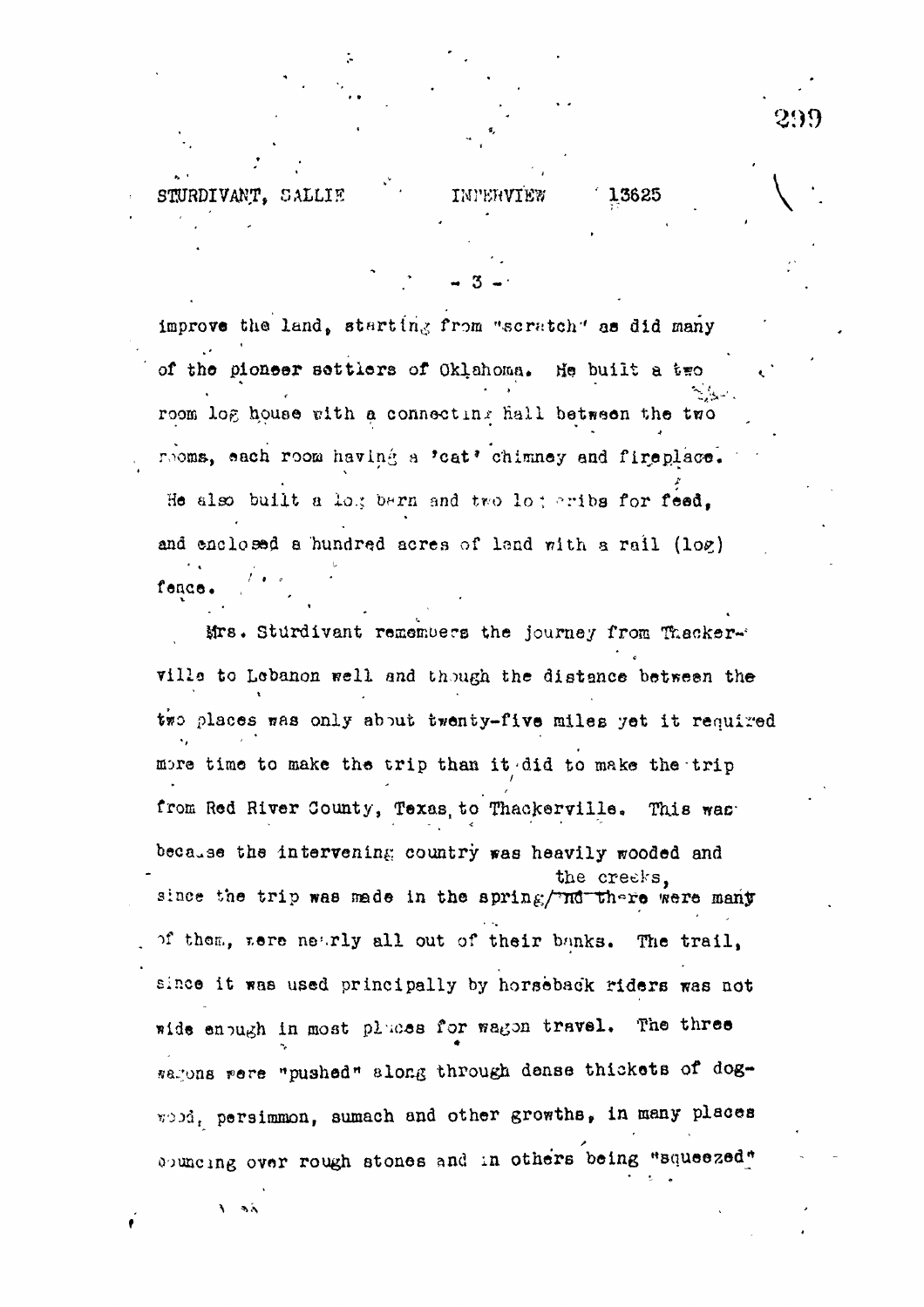improve the land, starting from "scratch" as did many of the pioneer settlers of Oklahoma. He built a two room log house with a connecting hall between the two rooms, each room having a 'cat' chimney and fireplace. He also built a log barn and two log cribs for feed, and enclosed a hundred acres of land with a rail (log) fence.

Mrs. Sturdivant remembers the journey from Thackerville to Lebanon well and though the distance between the two places was only about twenty-five miles yet it required more time to make the trip than it did to make the trip from Red River County, Texas, to Thackerville. This was because the intervening country was heavily wooded and since the trip was made in the spring, the creeks, and there were many of them, were nearly all out of their banks. The trail, since it was used principally by horseback riders was not wide enough in most places for wagon travel. The three wagons were "pushed" along through dense thickets of dogwood, persimmon, sumach and other growths, in many places bouncing over rough stones and in others being "squeezed"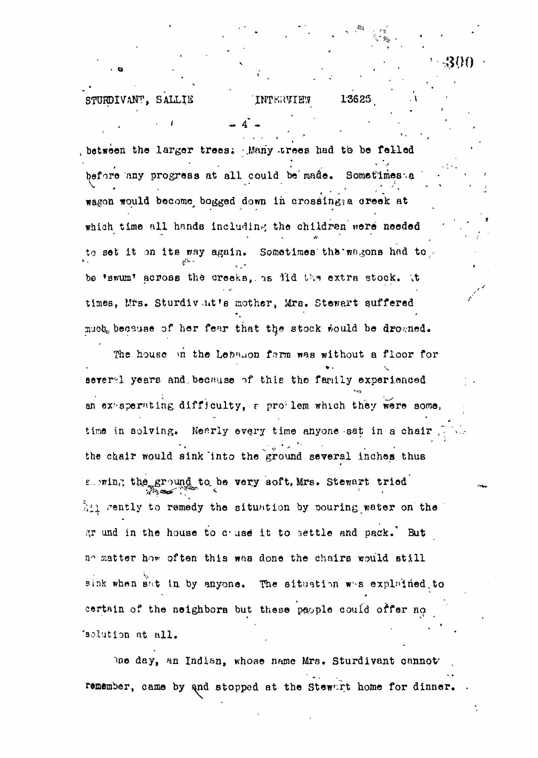between the larger trees. Many trees had to be felled before any progress at all could be made. Sometimes a wagon would become bogged down in crossing a creek at which time all hands including the children were needed to set it on its way again. Sometimes the wagons had to be 'swum' across the creeks, as did the extra stock. At times, Mrs. Sturdivant's mother, Mrs. Stewart suffered much because of her fear that the stock would be drowned.

The house on the Lebanon farm was without a floor for several years and because of this the family experienced an exasperating difficulty, a problem which they were some time in solving. Nearly every time anyone sat in a chair the chair would sink into the ground several inches thus showing the ground to be very soft. Mrs. Stewart tried diligently to remedy the situation by pouring water on the ground in the house to cause it to settle and pack. But no matter how often this was done the chairs would still sink when sat in by anyone. The situation was explained to certain of the neighbors but these people could offer no solution at all.

One day, an Indian, whose name Mrs. Sturdivant cannot remember, came by and stopped at the Stewart home for dinner.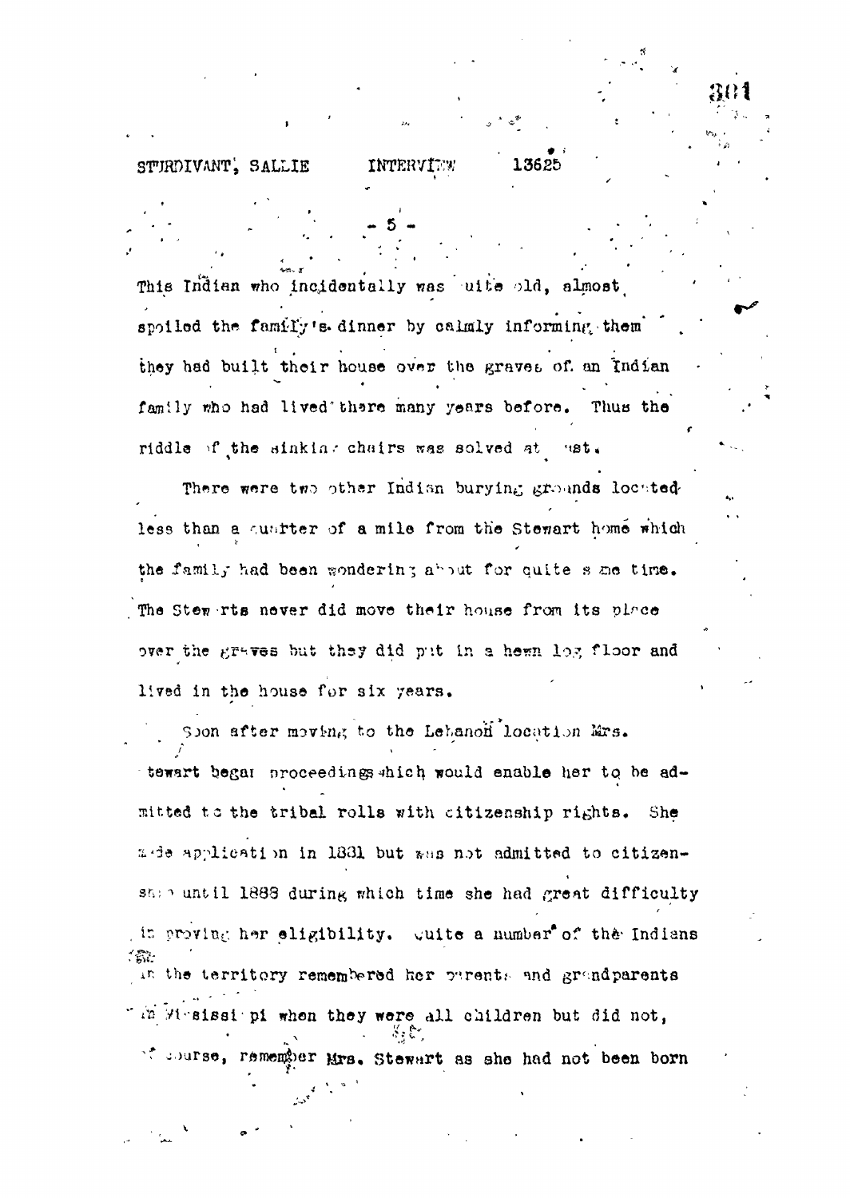This Indian who incidentally was quite old, almost spoiled the family's dinner by calmly informing them they had built their house over the graves of an Indian family who had lived there many years before. Thus the riddle of the sinking chairs was solved at last.

There were two other Indian burying grounds located less than a quarter of a mile from the Stewart home which the family had been wondering about for quite some time. The Stewarts never did move their house from its place over the graves but they did put in a hewn log floor and lived in the house for six years.

Soon after moving to the Lebanon location Mrs. Stewart began proceedings which would enable her to be admitted to the tribal rolls with citizenship rights. She made application in 1881 but was not admitted to citizenship until 1888 during which time she had great difficulty in proving her eligibility. Quite a number of the Indians in the territory remembered her parents and grandparents in Mississippi when they were all children but did not, of course, remember Mrs. Stewart as she had not been born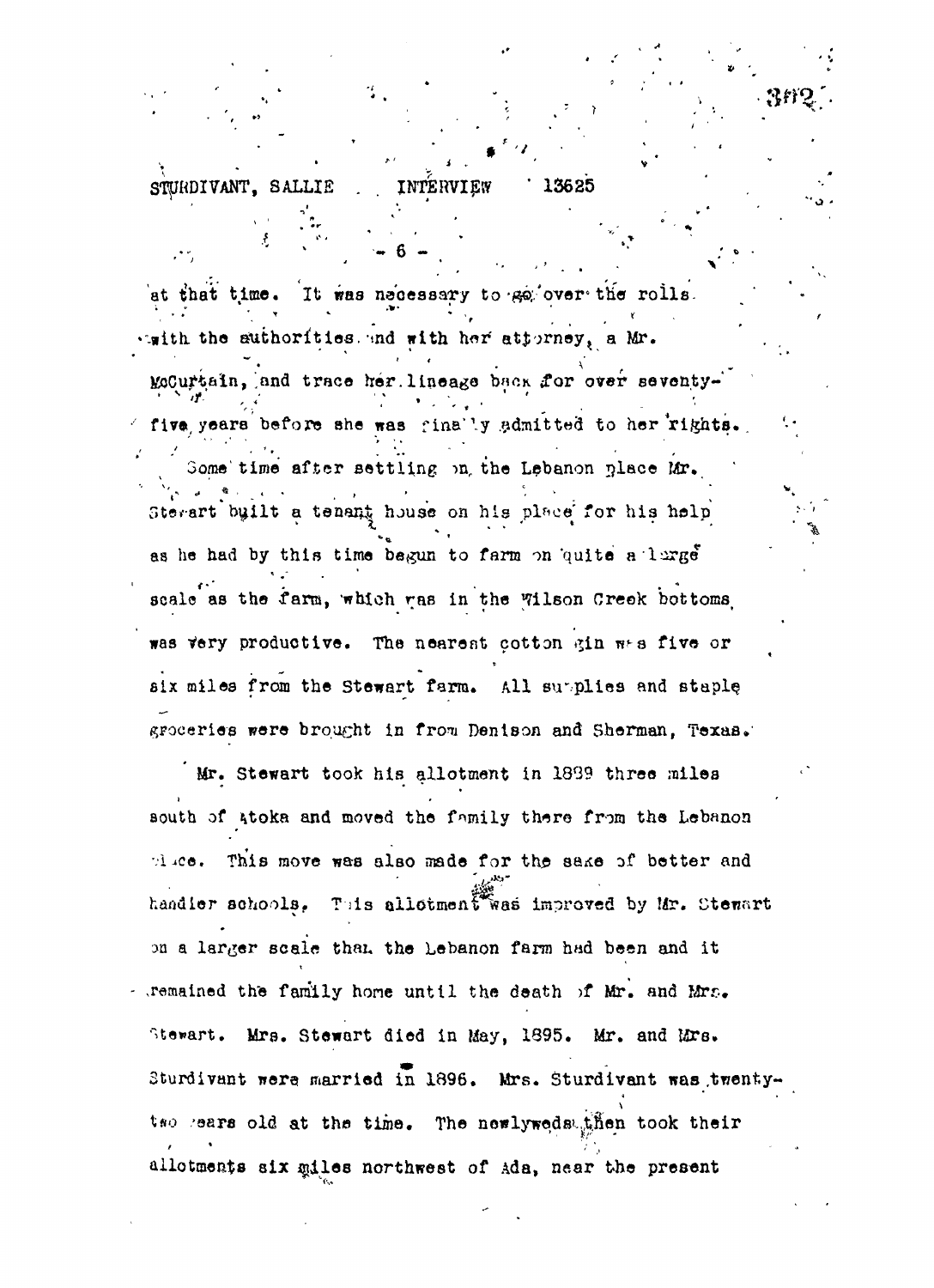at that time. It was necessary to go over the rolls with the authorities and with her attorney, a Mr. McCurtain, and trace her lineage back for over seventy-five years before she was finally admitted to her rights.

Some time after settling on the Lebanon place Mr. Stewart built a tenant house on his place for his help as he had by this time begun to farm on quite a large scale as the farm, which was in the Wilson Creek bottoms was very productive. The nearest cotton gin was five or six miles from the Stewart farm. All supplies and staple groceries were brought in from Denison and Sherman, Texas.

Mr. Stewart took his allotment in 1889 three miles south of Atoka and moved the family there from the Lebanon place. This move was also made for the sake of better and handier schools. This allotment was improved by Mr. Stewart on a larger scale than the Lebanon farm had been and it remained the family home until the death of Mr. and Mrs. Stewart. Mrs. Stewart died in May, 1895. Mr. and Mrs. Sturdivant were married in 1896. Mrs. Sturdivant was twenty-two years old at the time. The newlyweds then took their allotments six miles northwest of Ada, near the present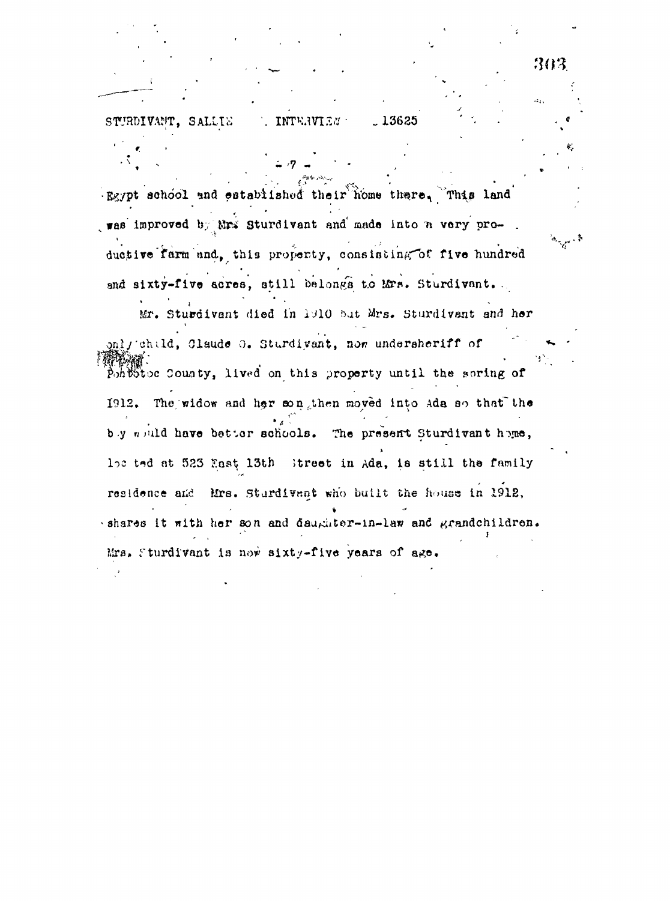Egypt school and established their home there. This land was improved by Mrs. Sturdivant and made into a very productive farm and, this property, consisting of five hundred and sixty-five acres, still belongs to Mrs. Sturdivant.

Mr. Sturdivant died in 1910 but Mrs. Sturdivant and her only child, Claude O. Sturdivant, now undersheriff of Pontotoc County, lived on this property until the spring of 1912. The widow and her son then moved into Ada so that the boy would have better schools. The present Sturdivant home, located at 523 East 13th Street in Ada, is still the family residence and Mrs. Sturdivant who built the house in 1912, shares it with her son and daughter-in-law and grandchildren. Mrs. Sturdivant is now sixty-five years of age.